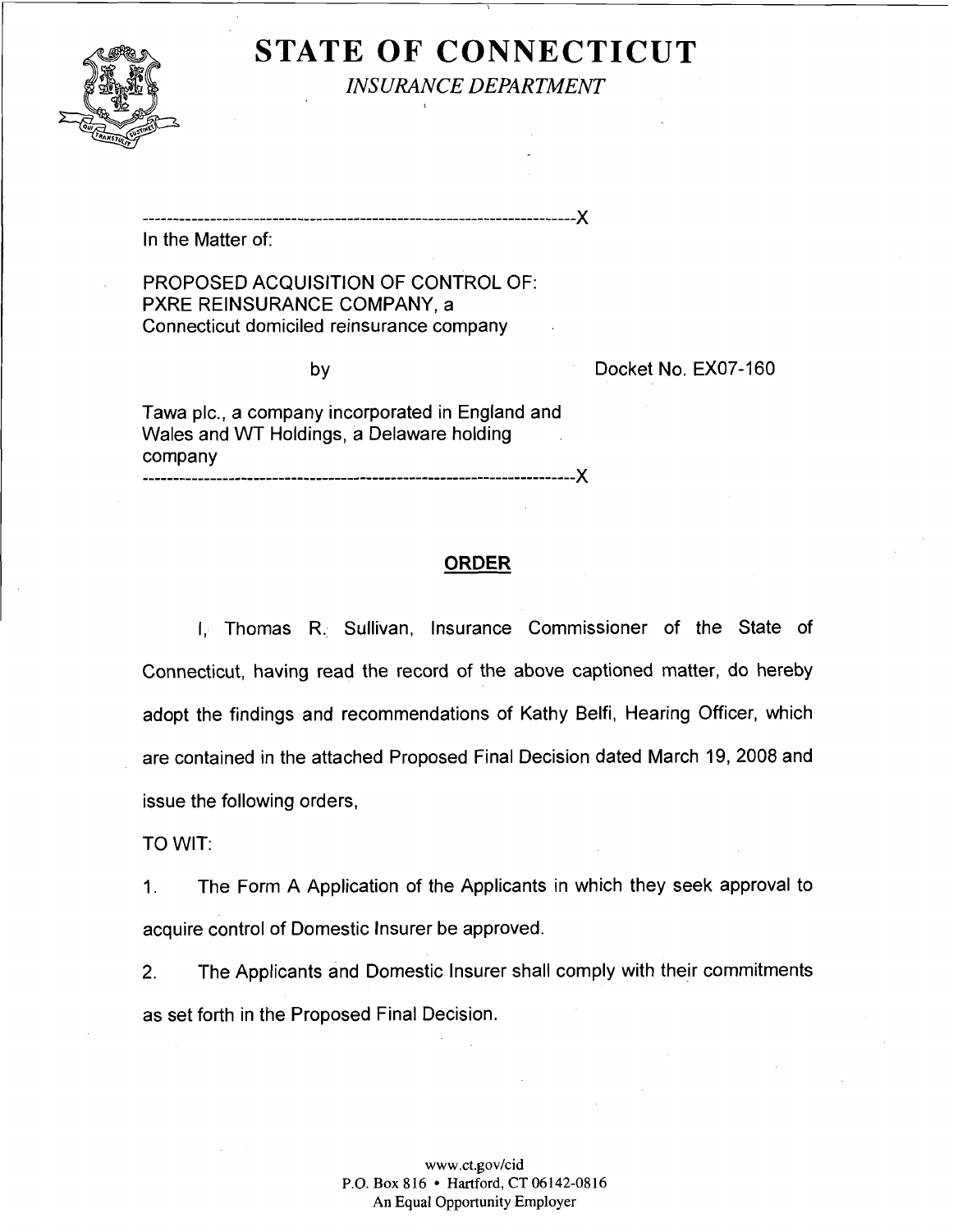# STATE OF CONNECTICUT

*INSURANCE DEPARTMENT*

---

In the Matter of:

PROPOSED ACQUISITION OF CONTROL OF:
PXRE REINSURANCE COMPANY, a
Connecticut domiciled reinsurance company

by

Docket No. EX07-160

Tawa plc., a company incorporated in England and Wales and WT Holdings, a Delaware holding company

---

## ORDER

I, Thomas R. Sullivan, Insurance Commissioner of the State of Connecticut, having read the record of the above captioned matter, do hereby adopt the findings and recommendations of Kathy Belfi, Hearing Officer, which are contained in the attached Proposed Final Decision dated March 19, 2008 and issue the following orders,

TO WIT:

1. The Form A Application of the Applicants in which they seek approval to acquire control of Domestic Insurer be approved.

2. The Applicants and Domestic Insurer shall comply with their commitments as set forth in the Proposed Final Decision.

www.ct.gov/cid
P.O. Box 816 • Hartford, CT 06142-0816
An Equal Opportunity Employer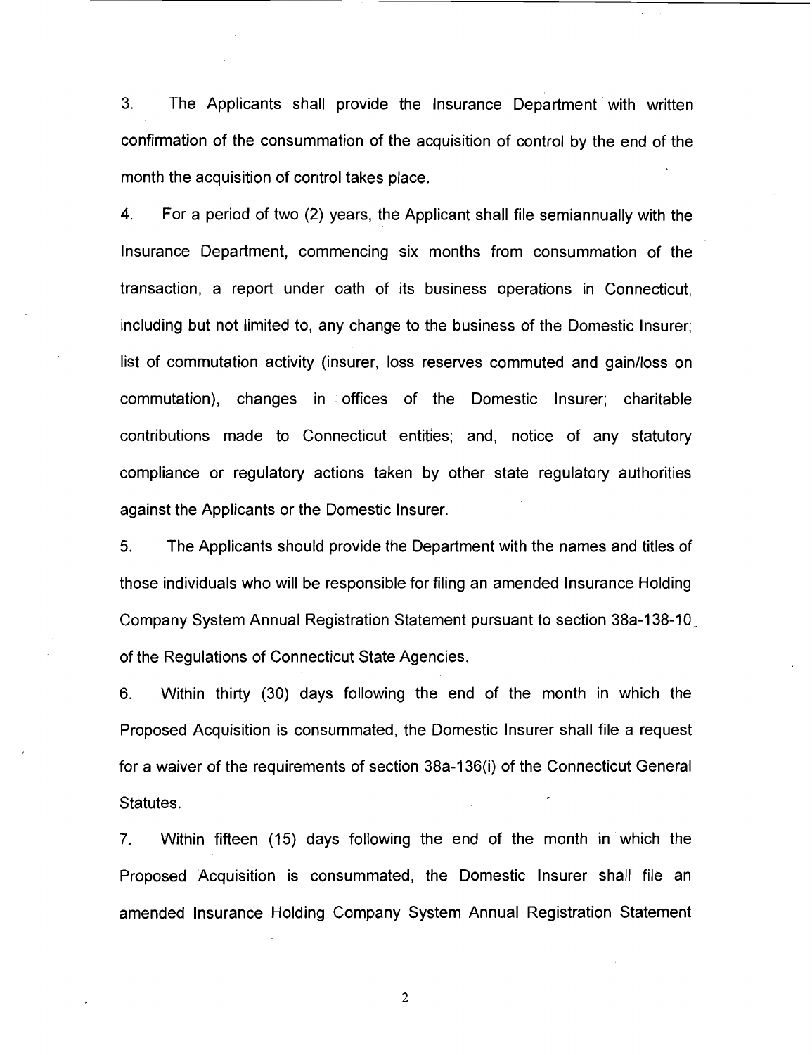3. The Applicants shall provide the Insurance Department with written confirmation of the consummation of the acquisition of control by the end of the month the acquisition of control takes place.

4. For a period of two (2) years, the Applicant shall file semiannually with the Insurance Department, commencing six months from consummation of the transaction, a report under oath of its business operations in Connecticut, including but not limited to, any change to the business of the Domestic Insurer; list of commutation activity (insurer, loss reserves commuted and gain/loss on commutation), changes in offices of the Domestic Insurer; charitable contributions made to Connecticut entities; and, notice of any statutory compliance or regulatory actions taken by other state regulatory authorities against the Applicants or the Domestic Insurer.

5. The Applicants should provide the Department with the names and titles of those individuals who will be responsible for filing an amended Insurance Holding Company System Annual Registration Statement pursuant to section 38a-138-10 of the Regulations of Connecticut State Agencies.

6. Within thirty (30) days following the end of the month in which the Proposed Acquisition is consummated, the Domestic Insurer shall file a request for a waiver of the requirements of section 38a-136(i) of the Connecticut General Statutes.

7. Within fifteen (15) days following the end of the month in which the Proposed Acquisition is consummated, the Domestic Insurer shall file an amended Insurance Holding Company System Annual Registration Statement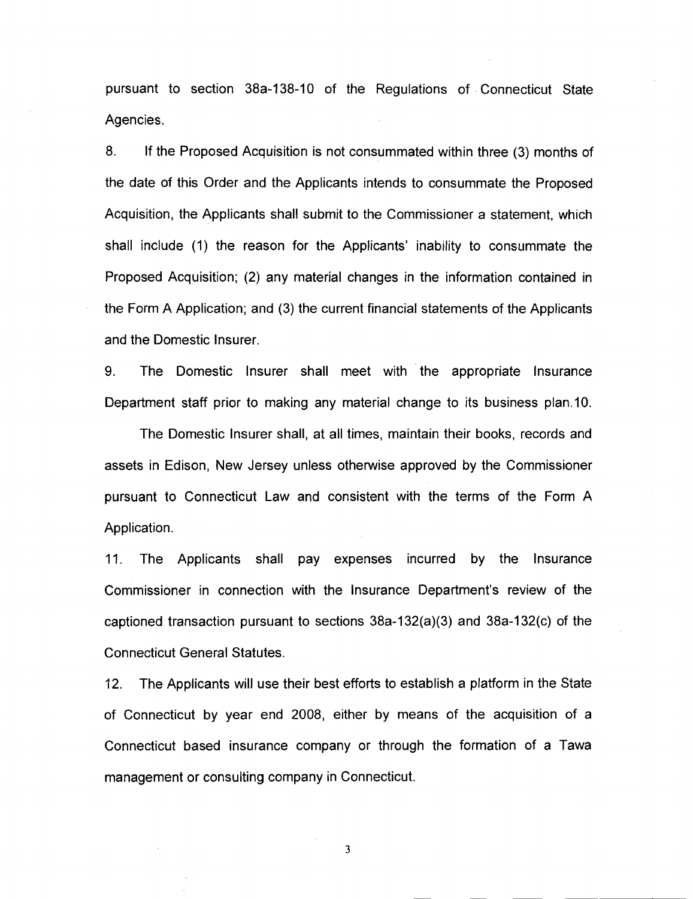pursuant to section 38a-138-10 of the Regulations of Connecticut State Agencies.

8. If the Proposed Acquisition is not consummated within three (3) months of the date of this Order and the Applicants intends to consummate the Proposed Acquisition, the Applicants shall submit to the Commissioner a statement, which shall include (1) the reason for the Applicants' inability to consummate the Proposed Acquisition; (2) any material changes in the information contained in the Form A Application; and (3) the current financial statements of the Applicants and the Domestic Insurer.

9. The Domestic Insurer shall meet with the appropriate Insurance Department staff prior to making any material change to its business plan.10.

The Domestic Insurer shall, at all times, maintain their books, records and assets in Edison, New Jersey unless otherwise approved by the Commissioner pursuant to Connecticut Law and consistent with the terms of the Form A Application.

11. The Applicants shall pay expenses incurred by the Insurance Commissioner in connection with the Insurance Department's review of the captioned transaction pursuant to sections 38a-132(a)(3) and 38a-132(c) of the Connecticut General Statutes.

12. The Applicants will use their best efforts to establish a platform in the State of Connecticut by year end 2008, either by means of the acquisition of a Connecticut based insurance company or through the formation of a Tawa management or consulting company in Connecticut.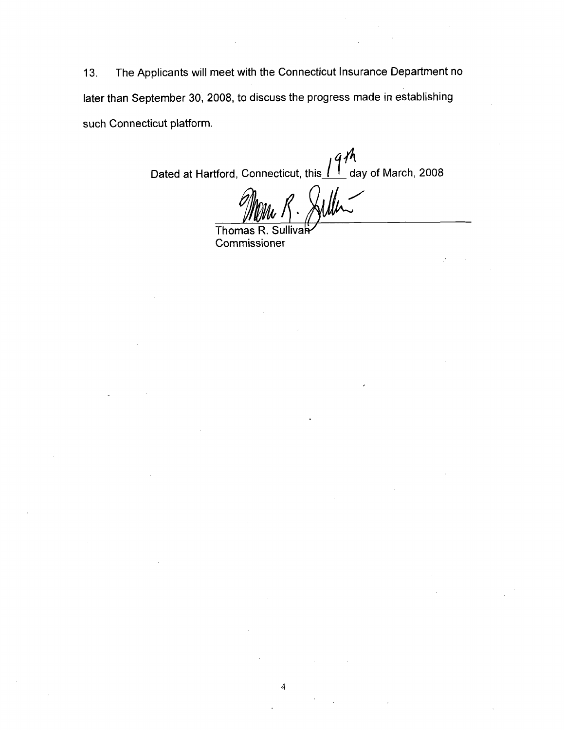13. The Applicants will meet with the Connecticut Insurance Department no later than September 30, 2008, to discuss the progress made in establishing such Connecticut platform.

Dated at Hartford, Connecticut, this 19th day of March, 2008

Thomas R. Sullivan
Commissioner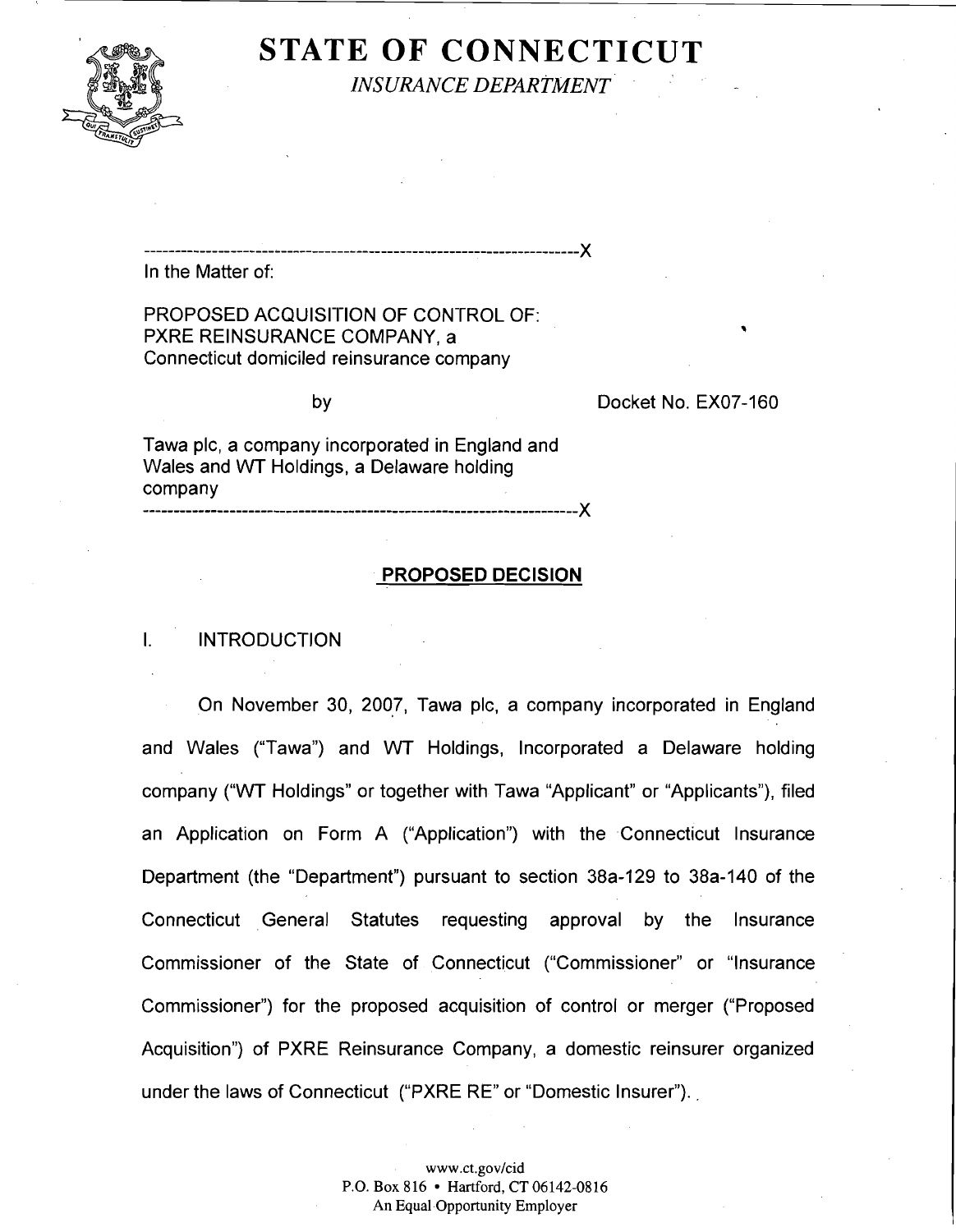# STATE OF CONNECTICUT

*INSURANCE DEPARTMENT*

------------------------------------------------------------------------X

In the Matter of:

PROPOSED ACQUISITION OF CONTROL OF:
PXRE REINSURANCE COMPANY, a
Connecticut domiciled reinsurance company

by

Docket No. EX07-160

Tawa plc, a company incorporated in England and
Wales and WT Holdings, a Delaware holding
company

------------------------------------------------------------------------X

## PROPOSED DECISION

### I. INTRODUCTION

On November 30, 2007, Tawa plc, a company incorporated in England and Wales ("Tawa") and WT Holdings, Incorporated a Delaware holding company ("WT Holdings" or together with Tawa "Applicant" or "Applicants"), filed an Application on Form A ("Application") with the Connecticut Insurance Department (the "Department") pursuant to section 38a-129 to 38a-140 of the Connecticut General Statutes requesting approval by the Insurance Commissioner of the State of Connecticut ("Commissioner" or "Insurance Commissioner") for the proposed acquisition of control or merger ("Proposed Acquisition") of PXRE Reinsurance Company, a domestic reinsurer organized under the laws of Connecticut ("PXRE RE" or "Domestic Insurer").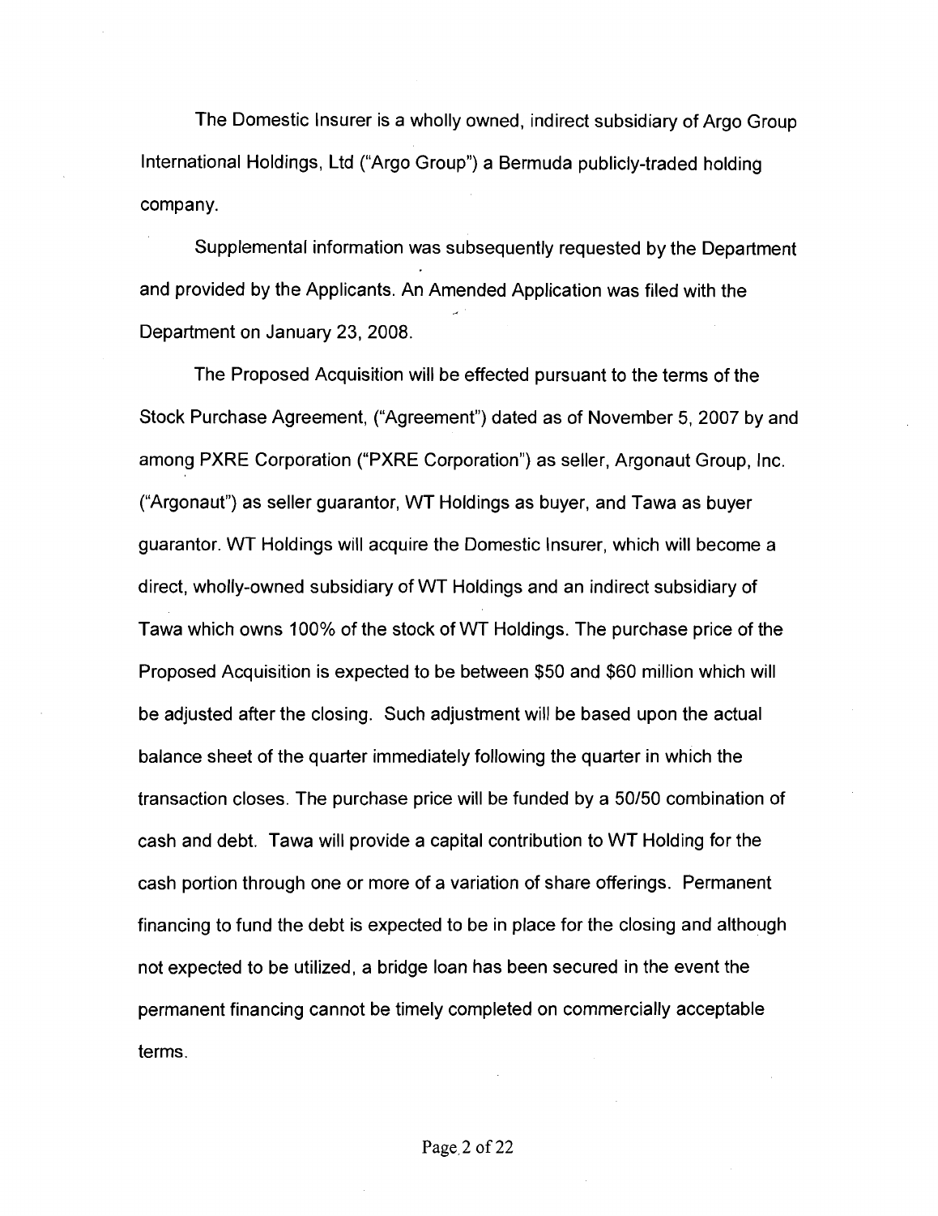The Domestic Insurer is a wholly owned, indirect subsidiary of Argo Group International Holdings, Ltd ("Argo Group") a Bermuda publicly-traded holding company.

Supplemental information was subsequently requested by the Department and provided by the Applicants. An Amended Application was filed with the Department on January 23, 2008.

The Proposed Acquisition will be effected pursuant to the terms of the Stock Purchase Agreement, ("Agreement") dated as of November 5, 2007 by and among PXRE Corporation ("PXRE Corporation") as seller, Argonaut Group, Inc. ("Argonaut") as seller guarantor, WT Holdings as buyer, and Tawa as buyer guarantor. WT Holdings will acquire the Domestic Insurer, which will become a direct, wholly-owned subsidiary of WT Holdings and an indirect subsidiary of Tawa which owns 100% of the stock of WT Holdings. The purchase price of the Proposed Acquisition is expected to be between $50 and $60 million which will be adjusted after the closing. Such adjustment will be based upon the actual balance sheet of the quarter immediately following the quarter in which the transaction closes. The purchase price will be funded by a 50/50 combination of cash and debt. Tawa will provide a capital contribution to WT Holding for the cash portion through one or more of a variation of share offerings. Permanent financing to fund the debt is expected to be in place for the closing and although not expected to be utilized, a bridge loan has been secured in the event the permanent financing cannot be timely completed on commercially acceptable terms.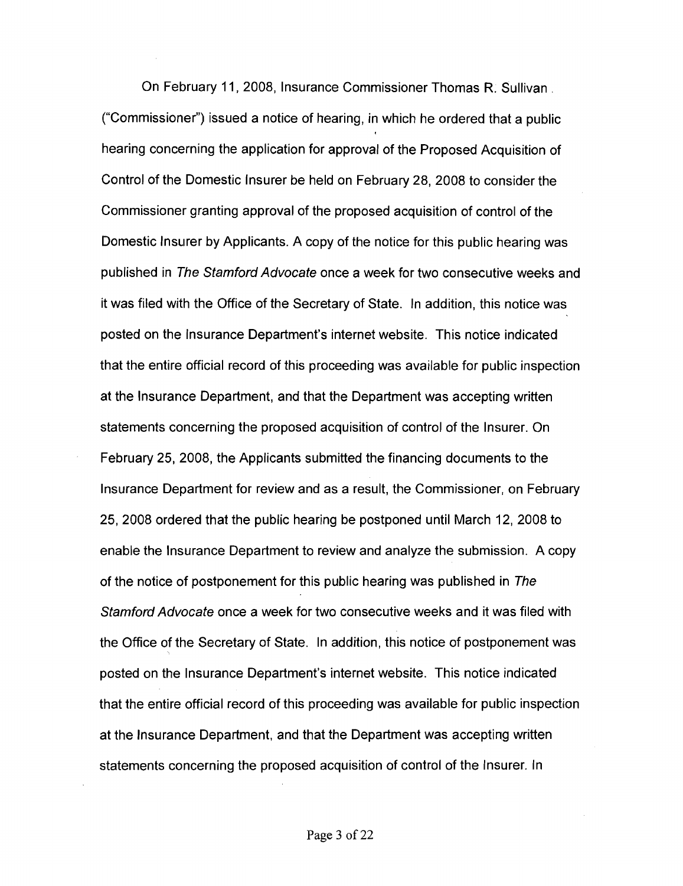On February 11, 2008, Insurance Commissioner Thomas R. Sullivan ("Commissioner") issued a notice of hearing, in which he ordered that a public hearing concerning the application for approval of the Proposed Acquisition of Control of the Domestic Insurer be held on February 28, 2008 to consider the Commissioner granting approval of the proposed acquisition of control of the Domestic Insurer by Applicants. A copy of the notice for this public hearing was published in *The Stamford Advocate* once a week for two consecutive weeks and it was filed with the Office of the Secretary of State. In addition, this notice was posted on the Insurance Department's internet website. This notice indicated that the entire official record of this proceeding was available for public inspection at the Insurance Department, and that the Department was accepting written statements concerning the proposed acquisition of control of the Insurer. On February 25, 2008, the Applicants submitted the financing documents to the Insurance Department for review and as a result, the Commissioner, on February 25, 2008 ordered that the public hearing be postponed until March 12, 2008 to enable the Insurance Department to review and analyze the submission. A copy of the notice of postponement for this public hearing was published in *The Stamford Advocate* once a week for two consecutive weeks and it was filed with the Office of the Secretary of State. In addition, this notice of postponement was posted on the Insurance Department's internet website. This notice indicated that the entire official record of this proceeding was available for public inspection at the Insurance Department, and that the Department was accepting written statements concerning the proposed acquisition of control of the Insurer. In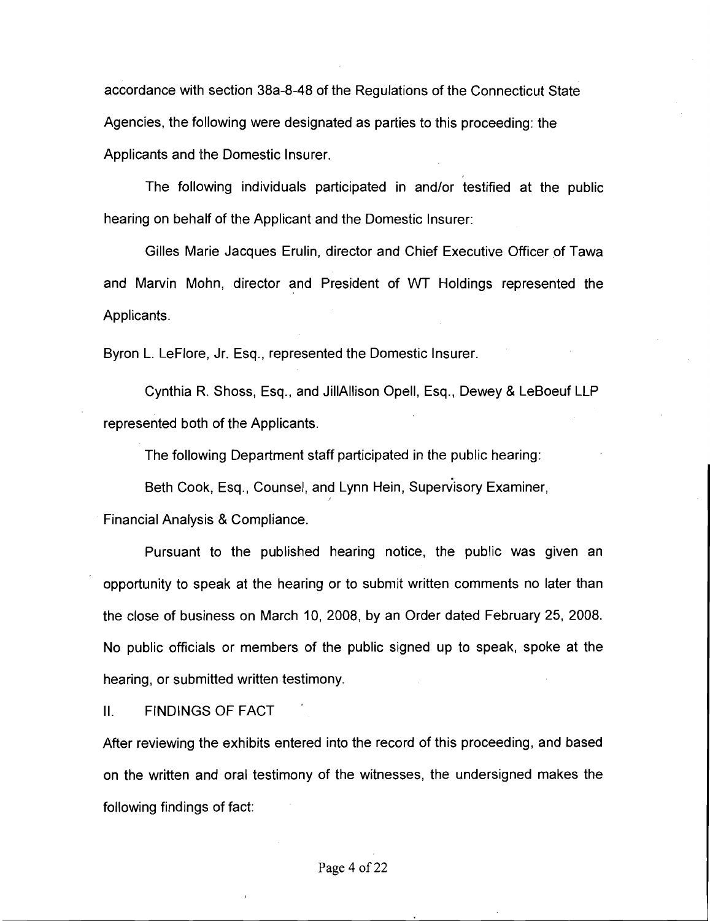accordance with section 38a-8-48 of the Regulations of the Connecticut State Agencies, the following were designated as parties to this proceeding: the Applicants and the Domestic Insurer.

The following individuals participated in and/or testified at the public hearing on behalf of the Applicant and the Domestic Insurer:

Gilles Marie Jacques Erulin, director and Chief Executive Officer of Tawa and Marvin Mohn, director and President of WT Holdings represented the Applicants.

Byron L. LeFlore, Jr. Esq., represented the Domestic Insurer.

Cynthia R. Shoss, Esq., and JillAllison Opell, Esq., Dewey & LeBoeuf LLP represented both of the Applicants.

The following Department staff participated in the public hearing:

Beth Cook, Esq., Counsel, and Lynn Hein, Supervisory Examiner, Financial Analysis & Compliance.

Pursuant to the published hearing notice, the public was given an opportunity to speak at the hearing or to submit written comments no later than the close of business on March 10, 2008, by an Order dated February 25, 2008. No public officials or members of the public signed up to speak, spoke at the hearing, or submitted written testimony.

## II. FINDINGS OF FACT

After reviewing the exhibits entered into the record of this proceeding, and based on the written and oral testimony of the witnesses, the undersigned makes the following findings of fact: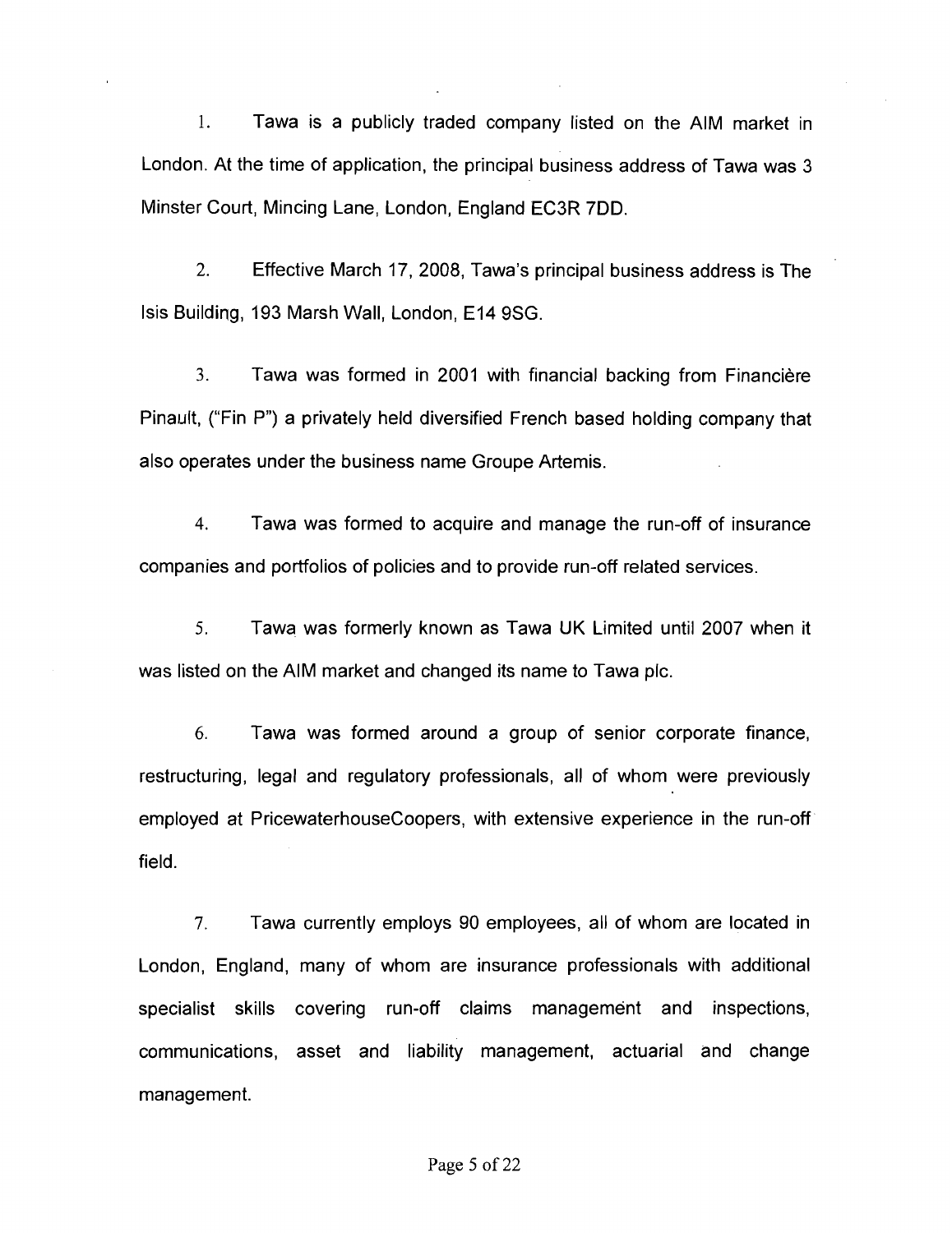1. Tawa is a publicly traded company listed on the AIM market in London. At the time of application, the principal business address of Tawa was 3 Minster Court, Mincing Lane, London, England EC3R 7DD.

2. Effective March 17, 2008, Tawa's principal business address is The Isis Building, 193 Marsh Wall, London, E14 9SG.

3. Tawa was formed in 2001 with financial backing from Financière Pinault, ("Fin P") a privately held diversified French based holding company that also operates under the business name Groupe Artemis.

4. Tawa was formed to acquire and manage the run-off of insurance companies and portfolios of policies and to provide run-off related services.

5. Tawa was formerly known as Tawa UK Limited until 2007 when it was listed on the AIM market and changed its name to Tawa plc.

6. Tawa was formed around a group of senior corporate finance, restructuring, legal and regulatory professionals, all of whom were previously employed at PricewaterhouseCoopers, with extensive experience in the run-off field.

7. Tawa currently employs 90 employees, all of whom are located in London, England, many of whom are insurance professionals with additional specialist skills covering run-off claims management and inspections, communications, asset and liability management, actuarial and change management.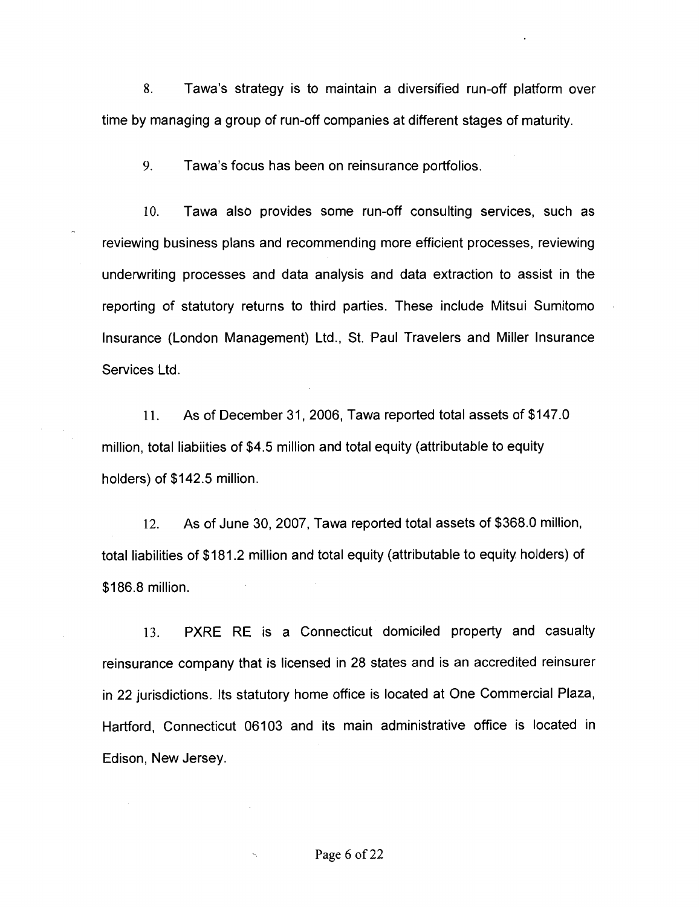8. Tawa's strategy is to maintain a diversified run-off platform over time by managing a group of run-off companies at different stages of maturity.

9. Tawa's focus has been on reinsurance portfolios.

10. Tawa also provides some run-off consulting services, such as reviewing business plans and recommending more efficient processes, reviewing underwriting processes and data analysis and data extraction to assist in the reporting of statutory returns to third parties. These include Mitsui Sumitomo Insurance (London Management) Ltd., St. Paul Travelers and Miller Insurance Services Ltd.

11. As of December 31, 2006, Tawa reported total assets of $147.0 million, total liabiities of $4.5 million and total equity (attributable to equity holders) of $142.5 million.

12. As of June 30, 2007, Tawa reported total assets of $368.0 million, total liabilities of $181.2 million and total equity (attributable to equity holders) of $186.8 million.

13. PXRE RE is a Connecticut domiciled property and casualty reinsurance company that is licensed in 28 states and is an accredited reinsurer in 22 jurisdictions. Its statutory home office is located at One Commercial Plaza, Hartford, Connecticut 06103 and its main administrative office is located in Edison, New Jersey.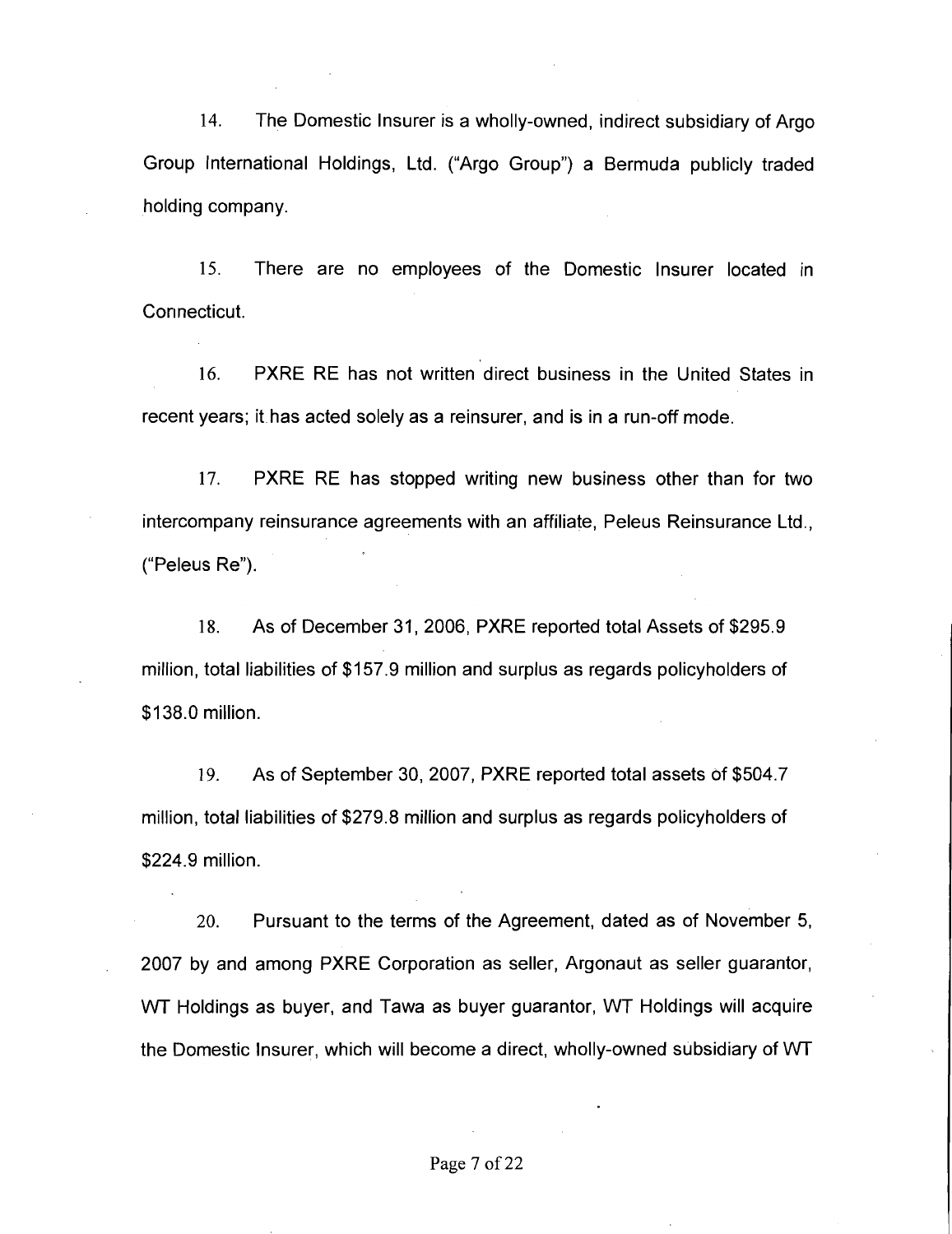14. The Domestic Insurer is a wholly-owned, indirect subsidiary of Argo Group International Holdings, Ltd. ("Argo Group") a Bermuda publicly traded holding company.

15. There are no employees of the Domestic Insurer located in Connecticut.

16. PXRE RE has not written direct business in the United States in recent years; it has acted solely as a reinsurer, and is in a run-off mode.

17. PXRE RE has stopped writing new business other than for two intercompany reinsurance agreements with an affiliate, Peleus Reinsurance Ltd., ("Peleus Re").

18. As of December 31, 2006, PXRE reported total Assets of $295.9 million, total liabilities of $157.9 million and surplus as regards policyholders of $138.0 million.

19. As of September 30, 2007, PXRE reported total assets of $504.7 million, total liabilities of $279.8 million and surplus as regards policyholders of $224.9 million.

20. Pursuant to the terms of the Agreement, dated as of November 5, 2007 by and among PXRE Corporation as seller, Argonaut as seller guarantor, WT Holdings as buyer, and Tawa as buyer guarantor, WT Holdings will acquire the Domestic Insurer, which will become a direct, wholly-owned subsidiary of WT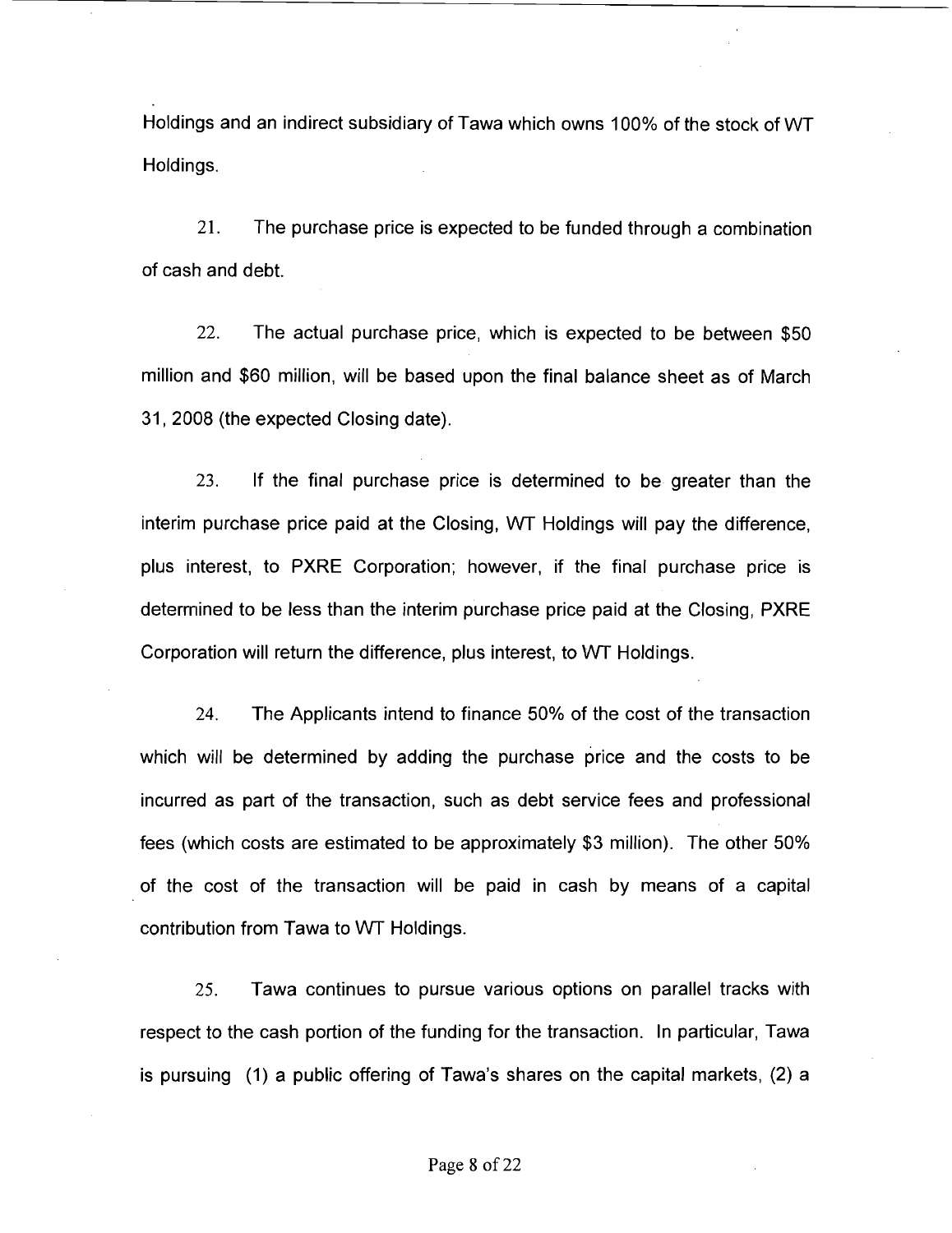Holdings and an indirect subsidiary of Tawa which owns 100% of the stock of WT Holdings.

21. The purchase price is expected to be funded through a combination of cash and debt.

22. The actual purchase price, which is expected to be between $50 million and $60 million, will be based upon the final balance sheet as of March 31, 2008 (the expected Closing date).

23. If the final purchase price is determined to be greater than the interim purchase price paid at the Closing, WT Holdings will pay the difference, plus interest, to PXRE Corporation; however, if the final purchase price is determined to be less than the interim purchase price paid at the Closing, PXRE Corporation will return the difference, plus interest, to WT Holdings.

24. The Applicants intend to finance 50% of the cost of the transaction which will be determined by adding the purchase price and the costs to be incurred as part of the transaction, such as debt service fees and professional fees (which costs are estimated to be approximately $3 million). The other 50% of the cost of the transaction will be paid in cash by means of a capital contribution from Tawa to WT Holdings.

25. Tawa continues to pursue various options on parallel tracks with respect to the cash portion of the funding for the transaction. In particular, Tawa is pursuing (1) a public offering of Tawa's shares on the capital markets, (2) a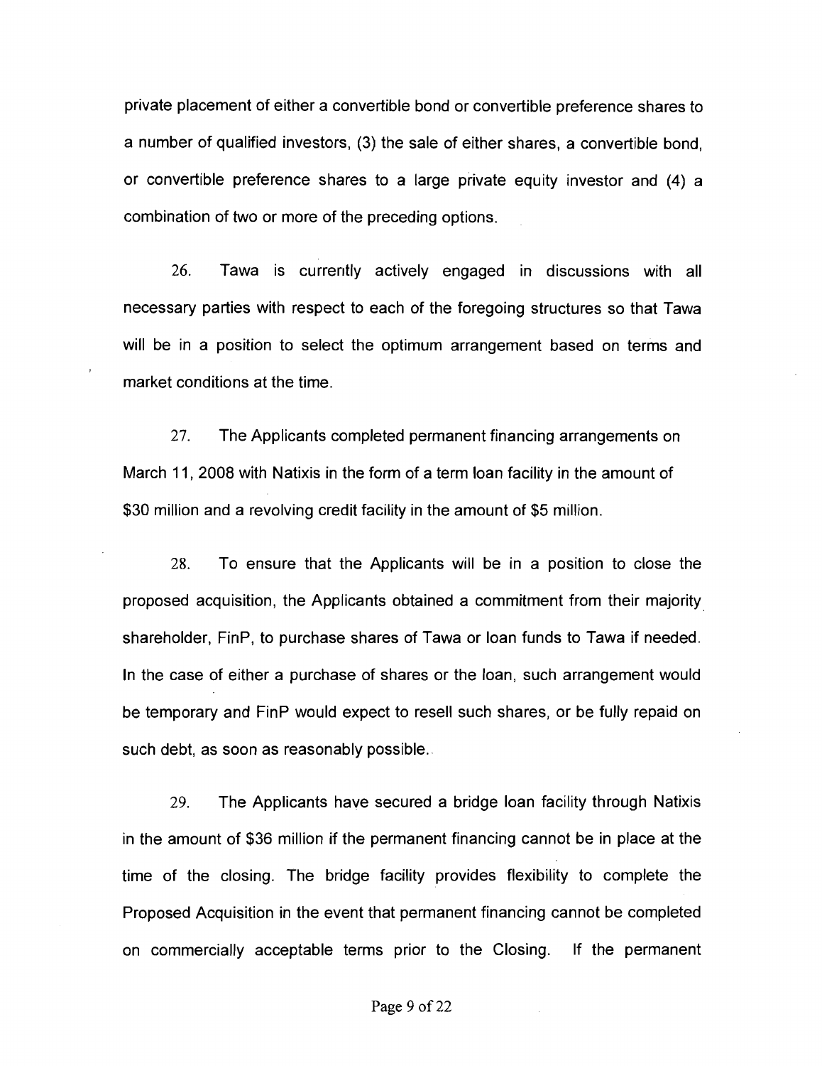private placement of either a convertible bond or convertible preference shares to a number of qualified investors, (3) the sale of either shares, a convertible bond, or convertible preference shares to a large private equity investor and (4) a combination of two or more of the preceding options.

26. Tawa is currently actively engaged in discussions with all necessary parties with respect to each of the foregoing structures so that Tawa will be in a position to select the optimum arrangement based on terms and market conditions at the time.

27. The Applicants completed permanent financing arrangements on March 11, 2008 with Natixis in the form of a term loan facility in the amount of $30 million and a revolving credit facility in the amount of $5 million.

28. To ensure that the Applicants will be in a position to close the proposed acquisition, the Applicants obtained a commitment from their majority shareholder, FinP, to purchase shares of Tawa or loan funds to Tawa if needed. In the case of either a purchase of shares or the loan, such arrangement would be temporary and FinP would expect to resell such shares, or be fully repaid on such debt, as soon as reasonably possible.

29. The Applicants have secured a bridge loan facility through Natixis in the amount of $36 million if the permanent financing cannot be in place at the time of the closing. The bridge facility provides flexibility to complete the Proposed Acquisition in the event that permanent financing cannot be completed on commercially acceptable terms prior to the Closing. If the permanent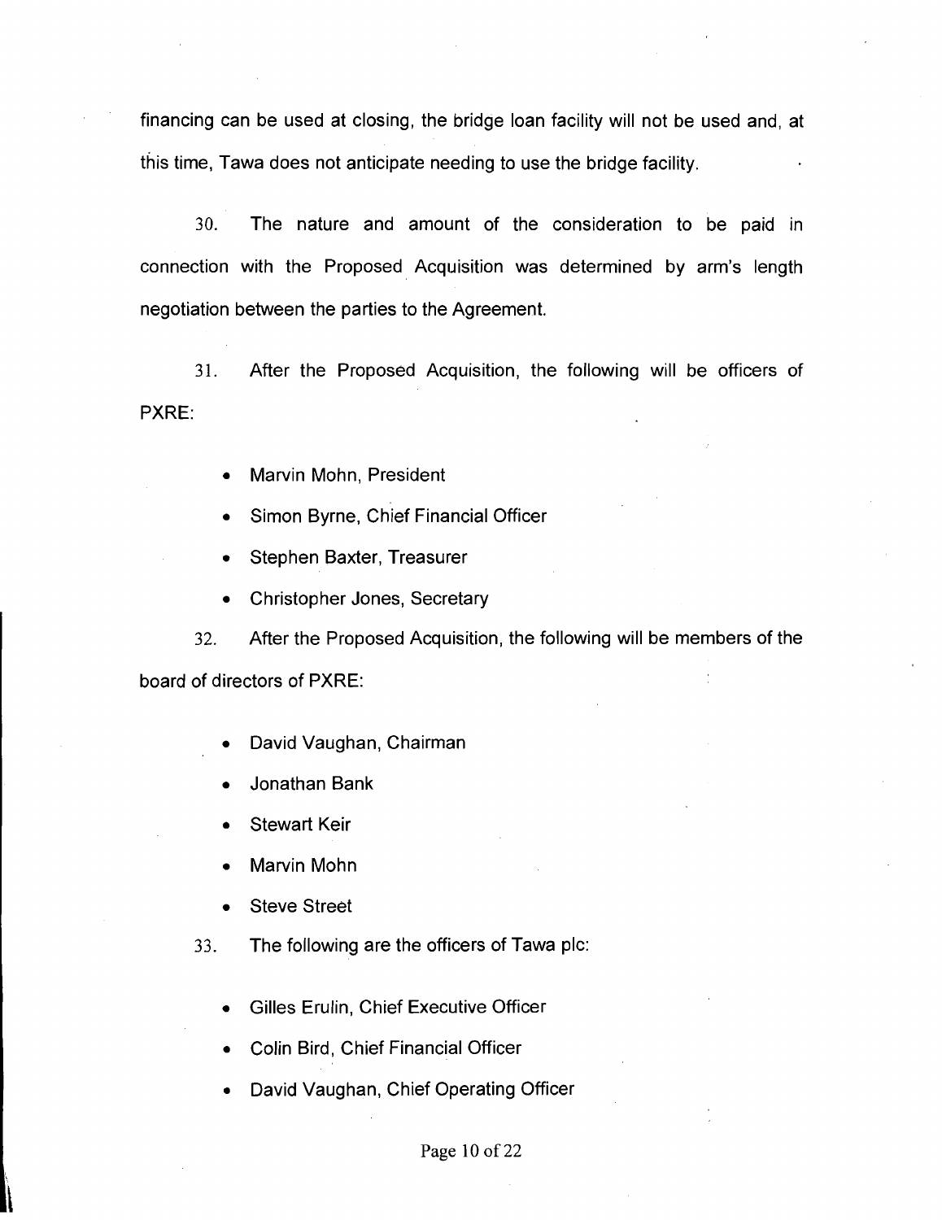financing can be used at closing, the bridge loan facility will not be used and, at this time, Tawa does not anticipate needing to use the bridge facility.

30. The nature and amount of the consideration to be paid in connection with the Proposed Acquisition was determined by arm's length negotiation between the parties to the Agreement.

31. After the Proposed Acquisition, the following will be officers of PXRE:

- Marvin Mohn, President
- Simon Byrne, Chief Financial Officer
- Stephen Baxter, Treasurer
- Christopher Jones, Secretary

32. After the Proposed Acquisition, the following will be members of the board of directors of PXRE:

- David Vaughan, Chairman
- Jonathan Bank
- Stewart Keir
- Marvin Mohn
- Steve Street

33. The following are the officers of Tawa plc:

- Gilles Erulin, Chief Executive Officer
- Colin Bird, Chief Financial Officer
- David Vaughan, Chief Operating Officer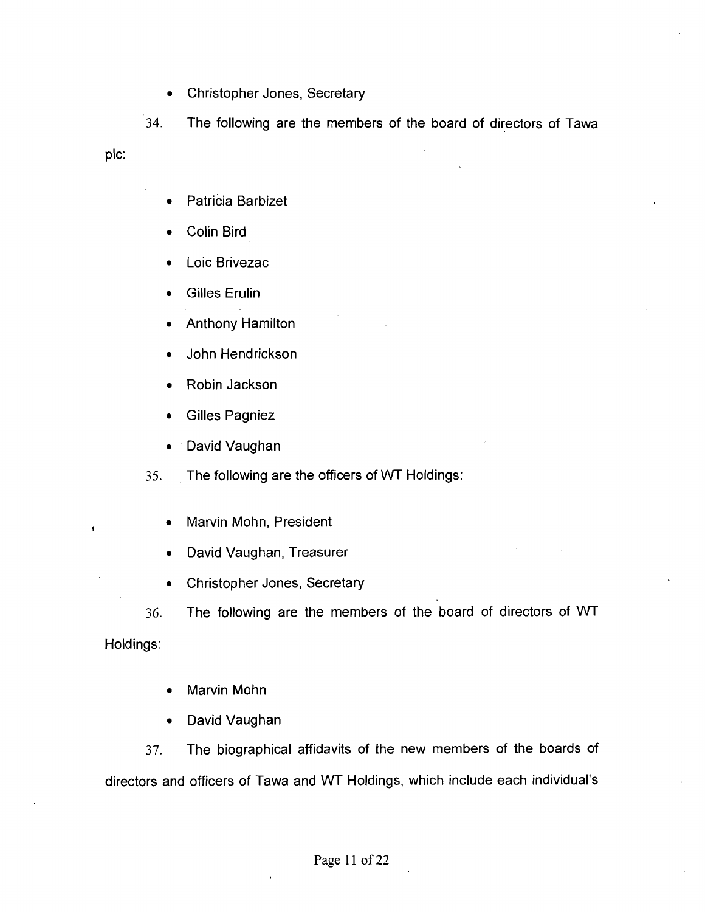- Christopher Jones, Secretary

34. The following are the members of the board of directors of Tawa plc:

- Patricia Barbizet
- Colin Bird
- Loic Brivezac
- Gilles Erulin
- Anthony Hamilton
- John Hendrickson
- Robin Jackson
- Gilles Pagniez
- David Vaughan

35. The following are the officers of WT Holdings:

- Marvin Mohn, President
- David Vaughan, Treasurer
- Christopher Jones, Secretary

36. The following are the members of the board of directors of WT Holdings:

- Marvin Mohn
- David Vaughan

37. The biographical affidavits of the new members of the boards of directors and officers of Tawa and WT Holdings, which include each individual's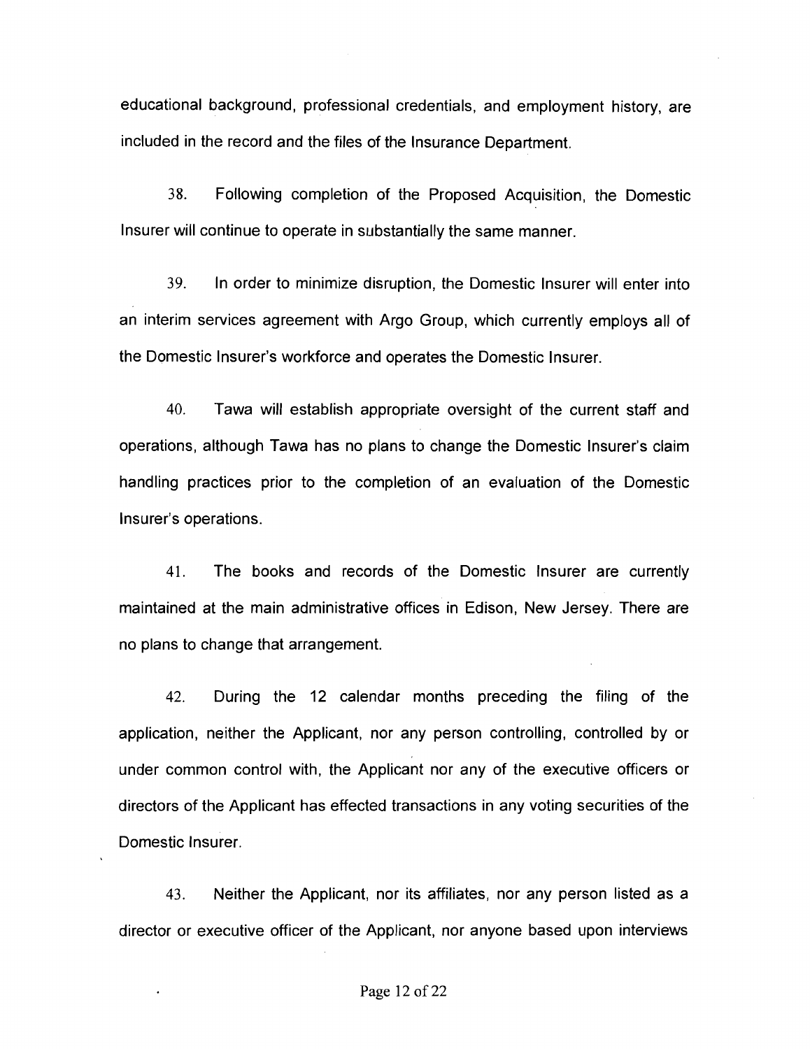educational background, professional credentials, and employment history, are included in the record and the files of the Insurance Department.

38. Following completion of the Proposed Acquisition, the Domestic Insurer will continue to operate in substantially the same manner.

39. In order to minimize disruption, the Domestic Insurer will enter into an interim services agreement with Argo Group, which currently employs all of the Domestic Insurer's workforce and operates the Domestic Insurer.

40. Tawa will establish appropriate oversight of the current staff and operations, although Tawa has no plans to change the Domestic Insurer's claim handling practices prior to the completion of an evaluation of the Domestic Insurer's operations.

41. The books and records of the Domestic Insurer are currently maintained at the main administrative offices in Edison, New Jersey. There are no plans to change that arrangement.

42. During the 12 calendar months preceding the filing of the application, neither the Applicant, nor any person controlling, controlled by or under common control with, the Applicant nor any of the executive officers or directors of the Applicant has effected transactions in any voting securities of the Domestic Insurer.

43. Neither the Applicant, nor its affiliates, nor any person listed as a director or executive officer of the Applicant, nor anyone based upon interviews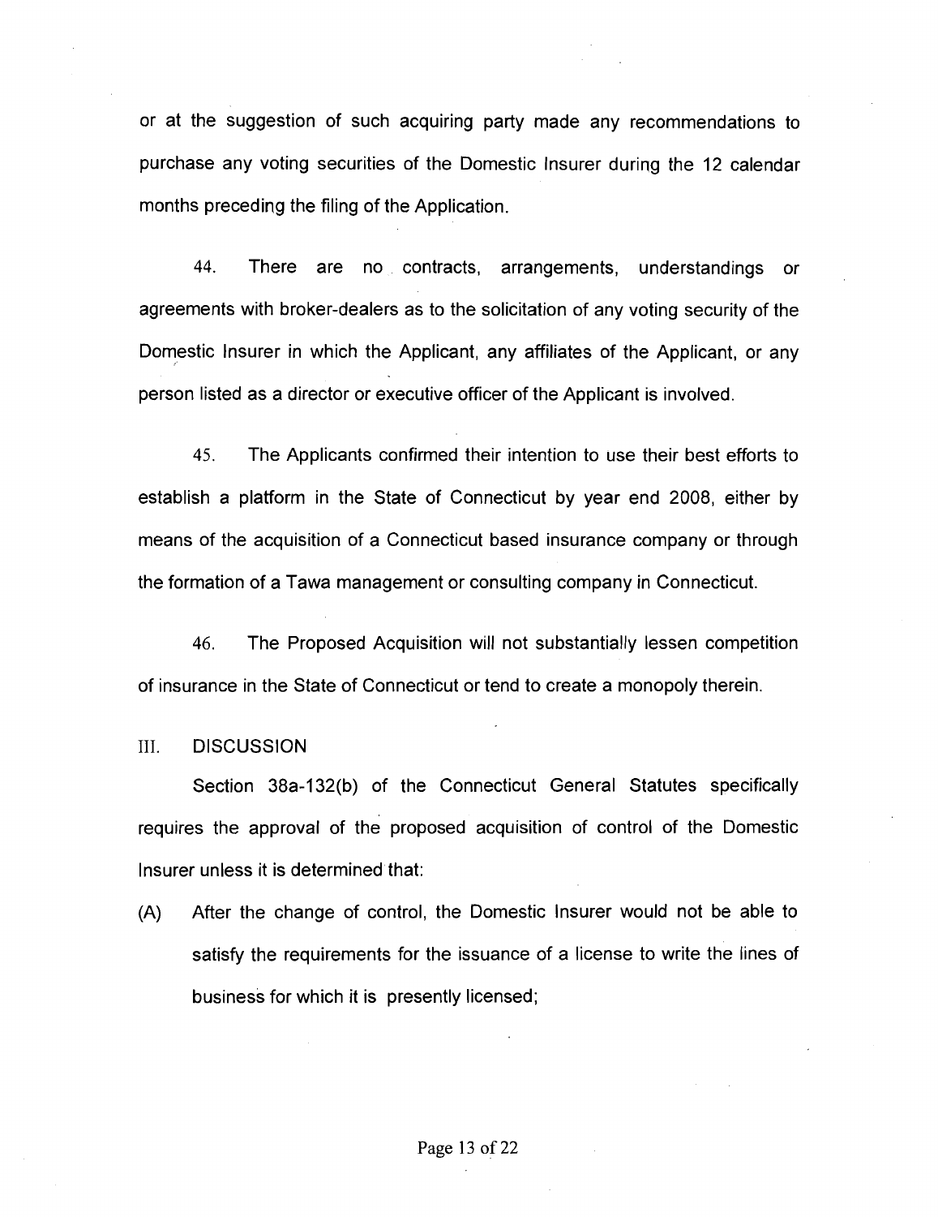or at the suggestion of such acquiring party made any recommendations to purchase any voting securities of the Domestic Insurer during the 12 calendar months preceding the filing of the Application.

44. There are no contracts, arrangements, understandings or agreements with broker-dealers as to the solicitation of any voting security of the Domestic Insurer in which the Applicant, any affiliates of the Applicant, or any person listed as a director or executive officer of the Applicant is involved.

45. The Applicants confirmed their intention to use their best efforts to establish a platform in the State of Connecticut by year end 2008, either by means of the acquisition of a Connecticut based insurance company or through the formation of a Tawa management or consulting company in Connecticut.

46. The Proposed Acquisition will not substantially lessen competition of insurance in the State of Connecticut or tend to create a monopoly therein.

## III. DISCUSSION

Section 38a-132(b) of the Connecticut General Statutes specifically requires the approval of the proposed acquisition of control of the Domestic Insurer unless it is determined that:

(A) After the change of control, the Domestic Insurer would not be able to satisfy the requirements for the issuance of a license to write the lines of business for which it is presently licensed;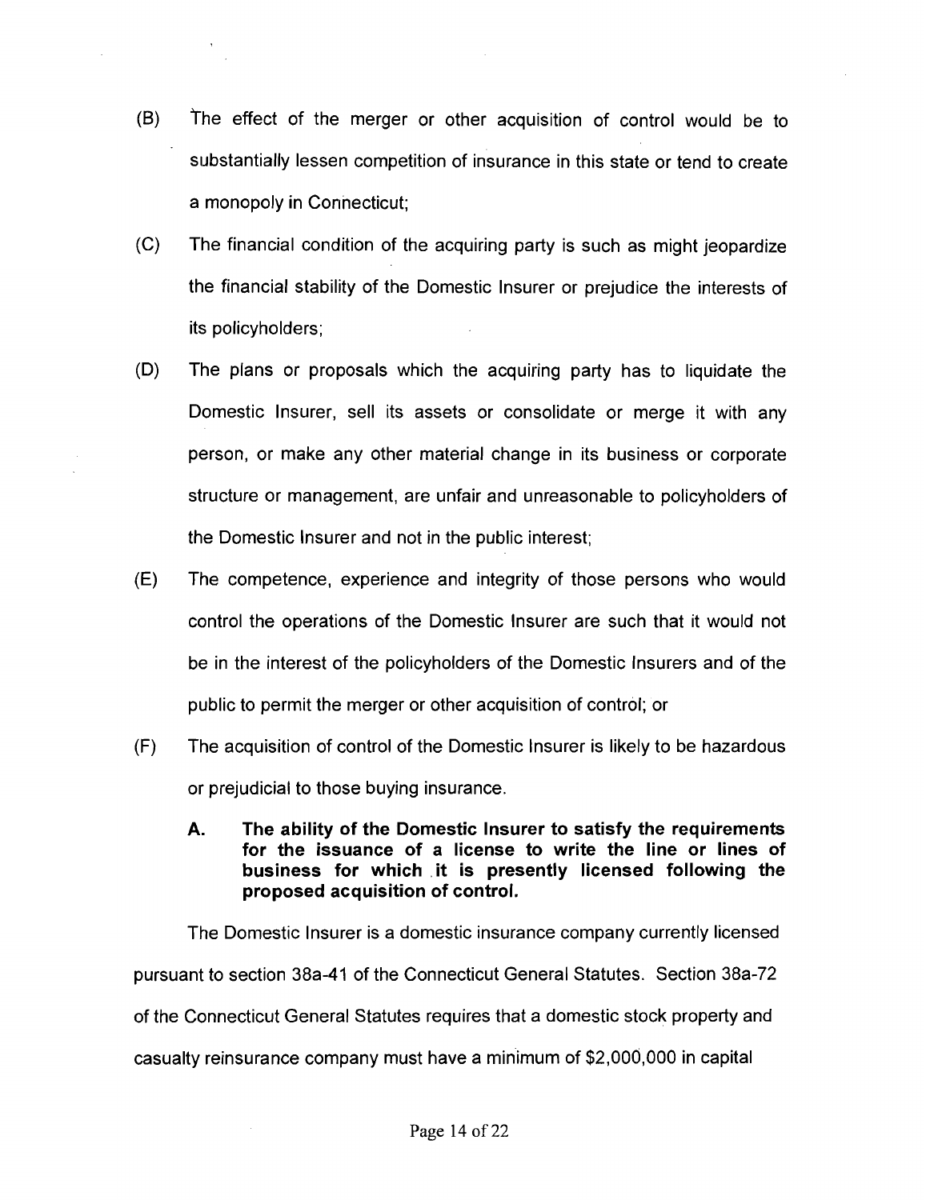(B) The effect of the merger or other acquisition of control would be to substantially lessen competition of insurance in this state or tend to create a monopoly in Connecticut;

(C) The financial condition of the acquiring party is such as might jeopardize the financial stability of the Domestic Insurer or prejudice the interests of its policyholders;

(D) The plans or proposals which the acquiring party has to liquidate the Domestic Insurer, sell its assets or consolidate or merge it with any person, or make any other material change in its business or corporate structure or management, are unfair and unreasonable to policyholders of the Domestic Insurer and not in the public interest;

(E) The competence, experience and integrity of those persons who would control the operations of the Domestic Insurer are such that it would not be in the interest of the policyholders of the Domestic Insurers and of the public to permit the merger or other acquisition of control; or

(F) The acquisition of control of the Domestic Insurer is likely to be hazardous or prejudicial to those buying insurance.

**A. The ability of the Domestic Insurer to satisfy the requirements for the issuance of a license to write the line or lines of business for which it is presently licensed following the proposed acquisition of control.**

The Domestic Insurer is a domestic insurance company currently licensed pursuant to section 38a-41 of the Connecticut General Statutes. Section 38a-72 of the Connecticut General Statutes requires that a domestic stock property and casualty reinsurance company must have a minimum of $2,000,000 in capital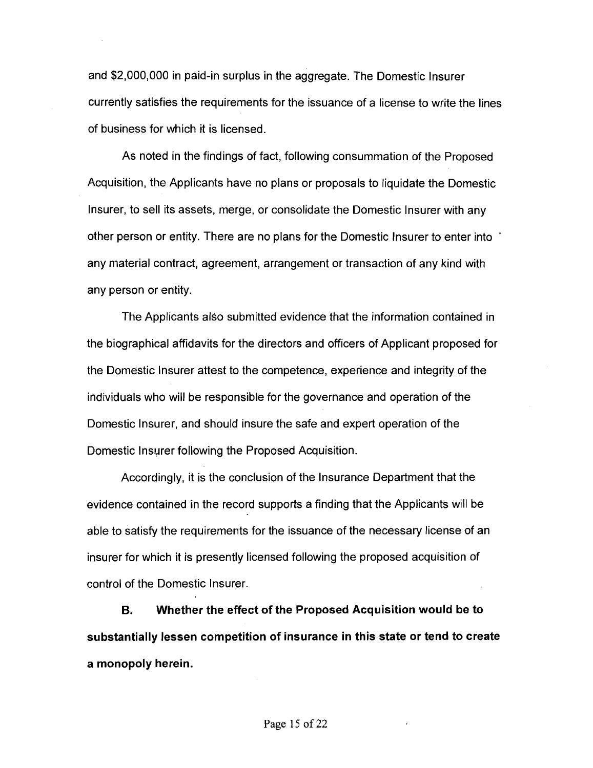and $2,000,000 in paid-in surplus in the aggregate. The Domestic Insurer currently satisfies the requirements for the issuance of a license to write the lines of business for which it is licensed.

As noted in the findings of fact, following consummation of the Proposed Acquisition, the Applicants have no plans or proposals to liquidate the Domestic Insurer, to sell its assets, merge, or consolidate the Domestic Insurer with any other person or entity. There are no plans for the Domestic Insurer to enter into any material contract, agreement, arrangement or transaction of any kind with any person or entity.

The Applicants also submitted evidence that the information contained in the biographical affidavits for the directors and officers of Applicant proposed for the Domestic Insurer attest to the competence, experience and integrity of the individuals who will be responsible for the governance and operation of the Domestic Insurer, and should insure the safe and expert operation of the Domestic Insurer following the Proposed Acquisition.

Accordingly, it is the conclusion of the Insurance Department that the evidence contained in the record supports a finding that the Applicants will be able to satisfy the requirements for the issuance of the necessary license of an insurer for which it is presently licensed following the proposed acquisition of control of the Domestic Insurer.

**B. Whether the effect of the Proposed Acquisition would be to substantially lessen competition of insurance in this state or tend to create a monopoly herein.**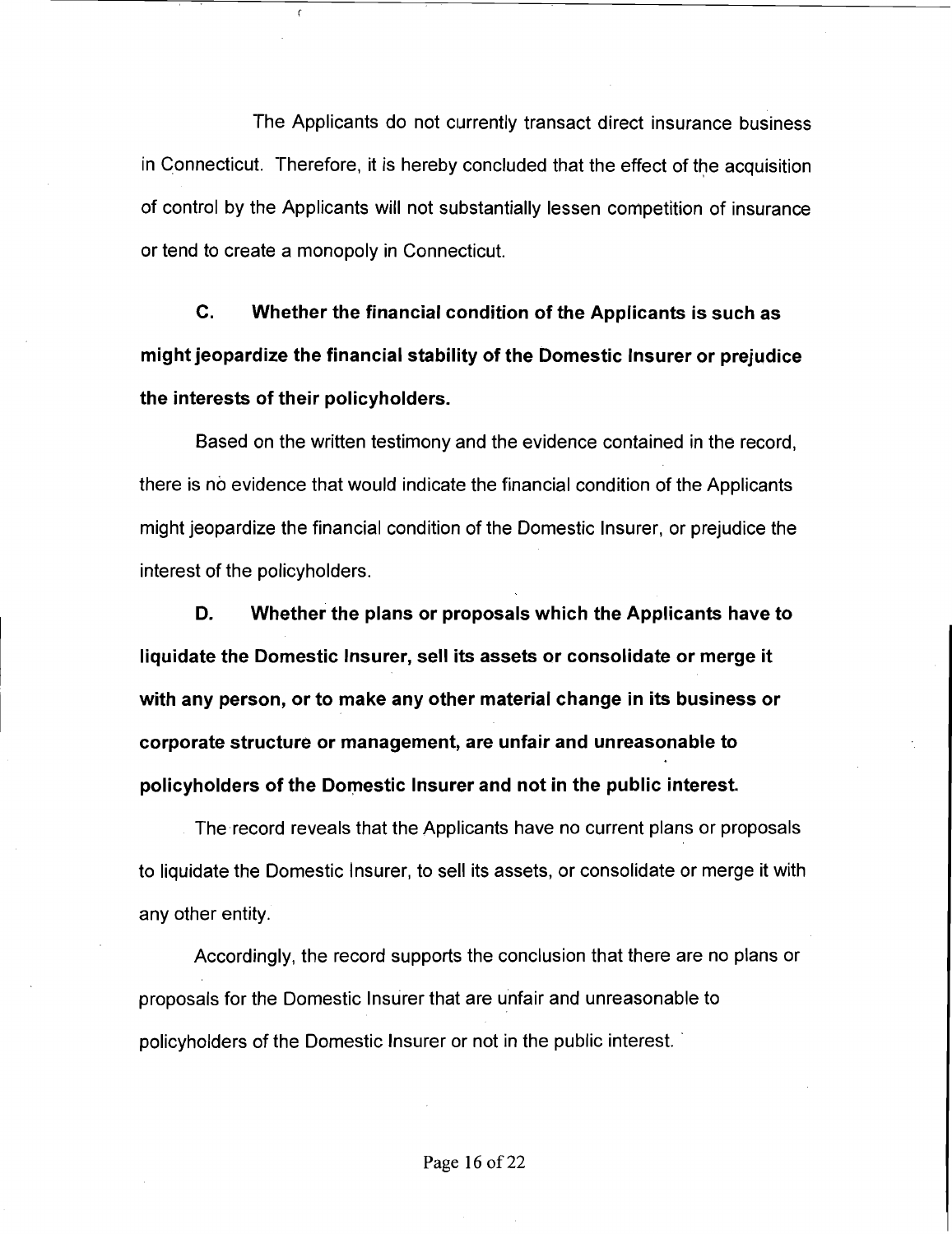The Applicants do not currently transact direct insurance business in Connecticut. Therefore, it is hereby concluded that the effect of the acquisition of control by the Applicants will not substantially lessen competition of insurance or tend to create a monopoly in Connecticut.

**C. Whether the financial condition of the Applicants is such as might jeopardize the financial stability of the Domestic Insurer or prejudice the interests of their policyholders.**

Based on the written testimony and the evidence contained in the record, there is no evidence that would indicate the financial condition of the Applicants might jeopardize the financial condition of the Domestic Insurer, or prejudice the interest of the policyholders.

**D. Whether the plans or proposals which the Applicants have to liquidate the Domestic Insurer, sell its assets or consolidate or merge it with any person, or to make any other material change in its business or corporate structure or management, are unfair and unreasonable to policyholders of the Domestic Insurer and not in the public interest.**

The record reveals that the Applicants have no current plans or proposals to liquidate the Domestic Insurer, to sell its assets, or consolidate or merge it with any other entity.

Accordingly, the record supports the conclusion that there are no plans or proposals for the Domestic Insurer that are unfair and unreasonable to policyholders of the Domestic Insurer or not in the public interest.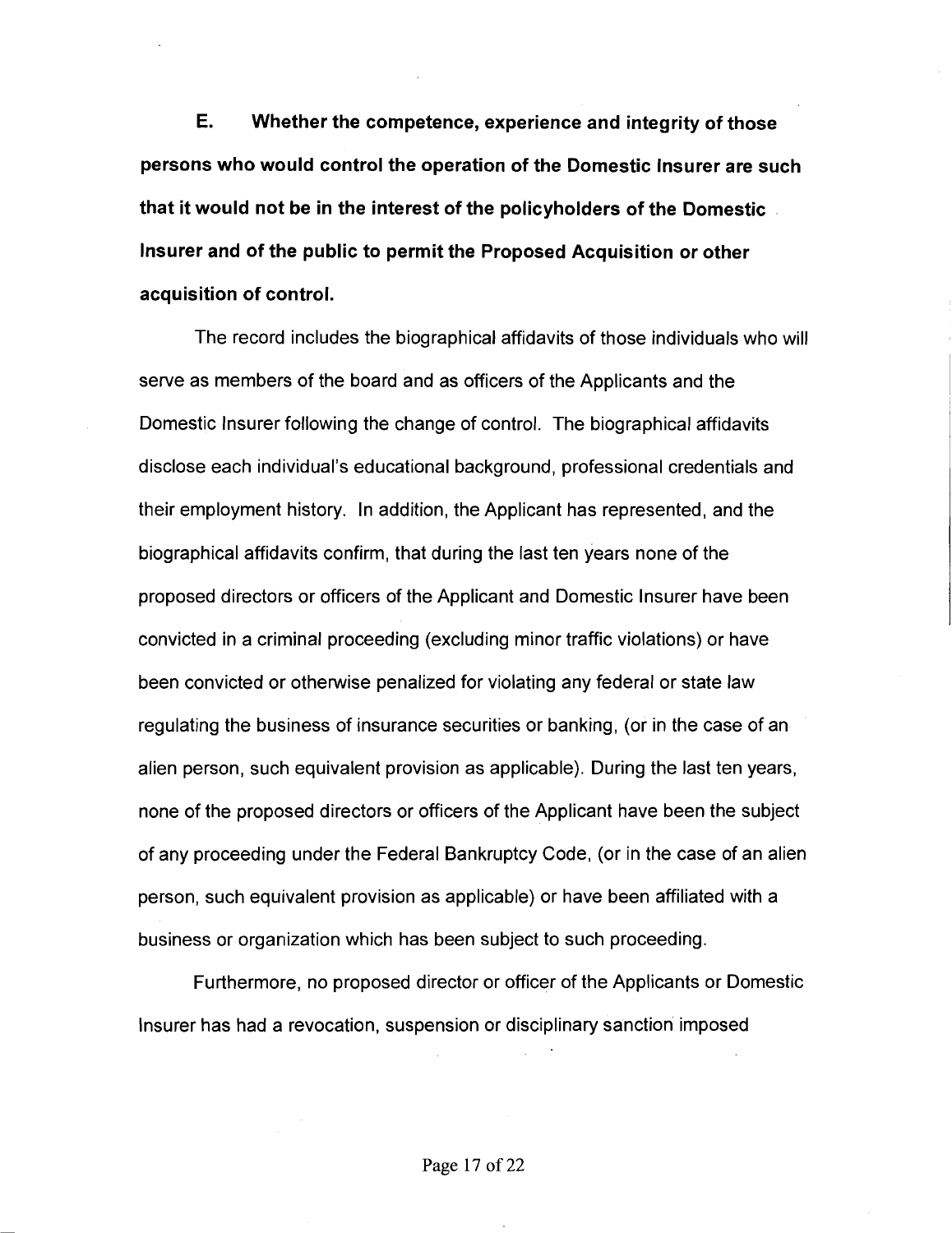**E. Whether the competence, experience and integrity of those persons who would control the operation of the Domestic Insurer are such that it would not be in the interest of the policyholders of the Domestic Insurer and of the public to permit the Proposed Acquisition or other acquisition of control.**

The record includes the biographical affidavits of those individuals who will serve as members of the board and as officers of the Applicants and the Domestic Insurer following the change of control. The biographical affidavits disclose each individual's educational background, professional credentials and their employment history. In addition, the Applicant has represented, and the biographical affidavits confirm, that during the last ten years none of the proposed directors or officers of the Applicant and Domestic Insurer have been convicted in a criminal proceeding (excluding minor traffic violations) or have been convicted or otherwise penalized for violating any federal or state law regulating the business of insurance securities or banking, (or in the case of an alien person, such equivalent provision as applicable). During the last ten years, none of the proposed directors or officers of the Applicant have been the subject of any proceeding under the Federal Bankruptcy Code, (or in the case of an alien person, such equivalent provision as applicable) or have been affiliated with a business or organization which has been subject to such proceeding.

Furthermore, no proposed director or officer of the Applicants or Domestic Insurer has had a revocation, suspension or disciplinary sanction imposed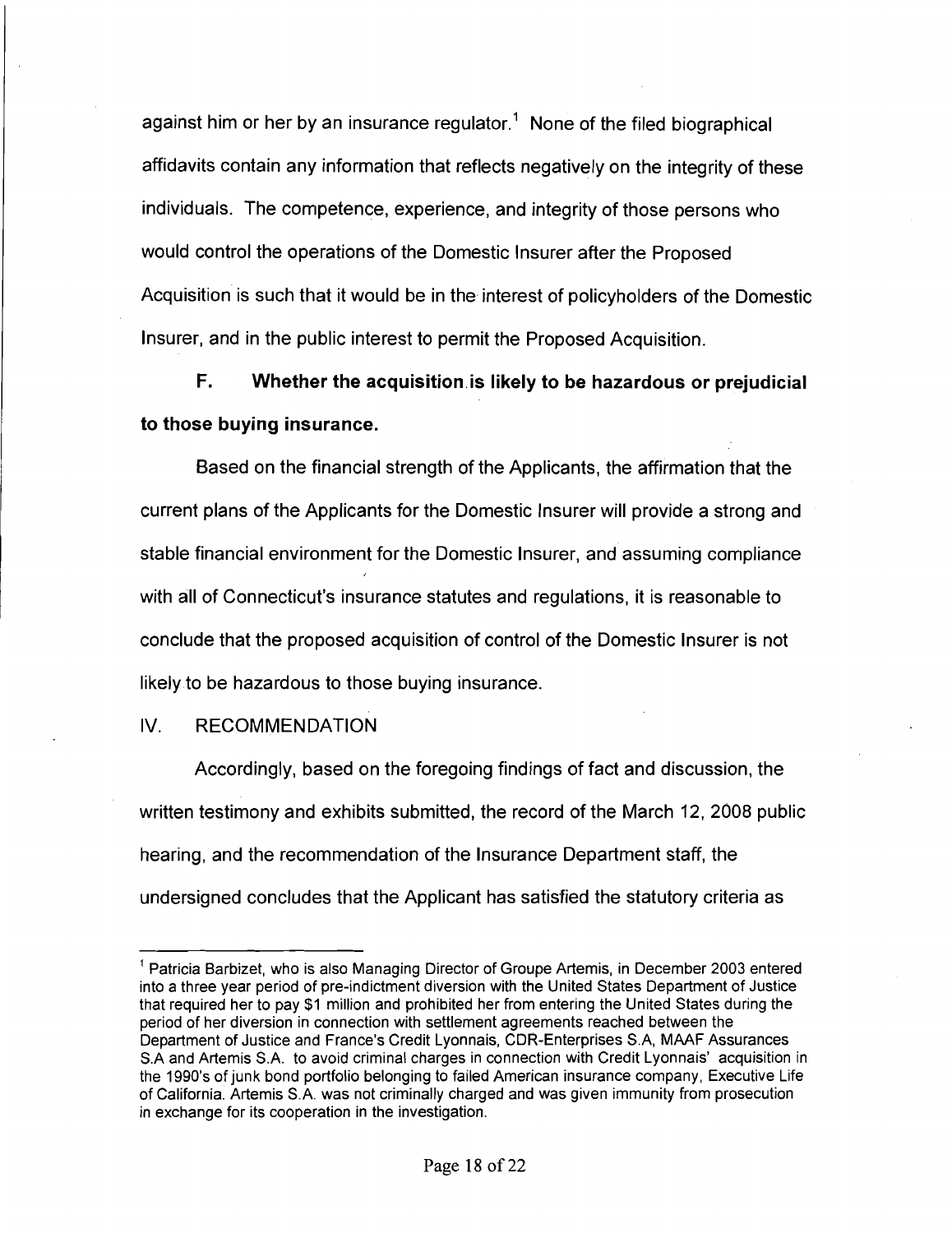against him or her by an insurance regulator.[1] None of the filed biographical affidavits contain any information that reflects negatively on the integrity of these individuals. The competence, experience, and integrity of those persons who would control the operations of the Domestic Insurer after the Proposed Acquisition is such that it would be in the interest of policyholders of the Domestic Insurer, and in the public interest to permit the Proposed Acquisition.

**F. Whether the acquisition is likely to be hazardous or prejudicial to those buying insurance.**

Based on the financial strength of the Applicants, the affirmation that the current plans of the Applicants for the Domestic Insurer will provide a strong and stable financial environment for the Domestic Insurer, and assuming compliance with all of Connecticut's insurance statutes and regulations, it is reasonable to conclude that the proposed acquisition of control of the Domestic Insurer is not likely to be hazardous to those buying insurance.

IV. RECOMMENDATION

Accordingly, based on the foregoing findings of fact and discussion, the written testimony and exhibits submitted, the record of the March 12, 2008 public hearing, and the recommendation of the Insurance Department staff, the undersigned concludes that the Applicant has satisfied the statutory criteria as

---

[1] Patricia Barbizet, who is also Managing Director of Groupe Artemis, in December 2003 entered into a three year period of pre-indictment diversion with the United States Department of Justice that required her to pay $1 million and prohibited her from entering the United States during the period of her diversion in connection with settlement agreements reached between the Department of Justice and France's Credit Lyonnais, CDR-Enterprises S.A, MAAF Assurances S.A and Artemis S.A. to avoid criminal charges in connection with Credit Lyonnais' acquisition in the 1990's of junk bond portfolio belonging to failed American insurance company, Executive Life of California. Artemis S.A. was not criminally charged and was given immunity from prosecution in exchange for its cooperation in the investigation.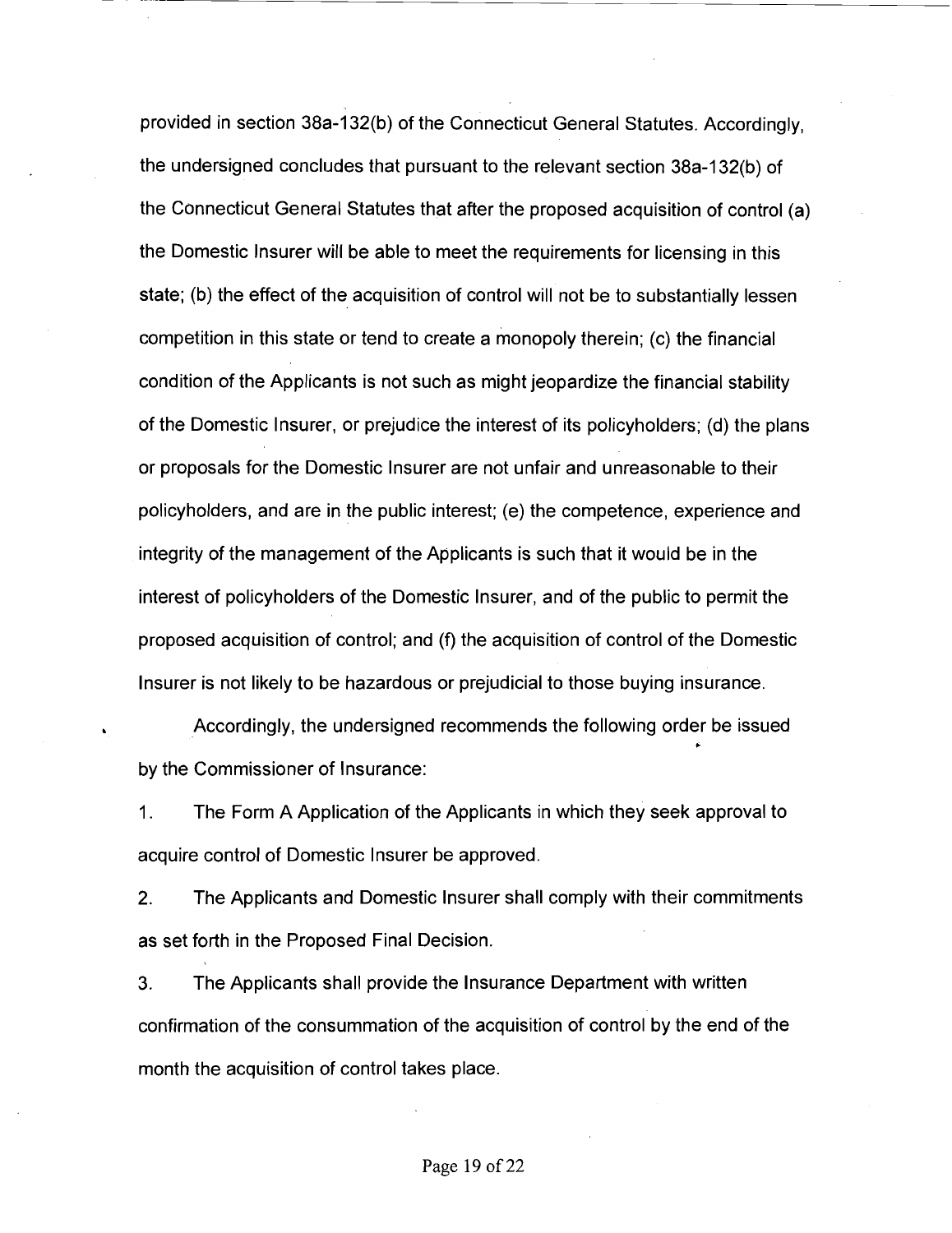provided in section 38a-132(b) of the Connecticut General Statutes. Accordingly, the undersigned concludes that pursuant to the relevant section 38a-132(b) of the Connecticut General Statutes that after the proposed acquisition of control (a) the Domestic Insurer will be able to meet the requirements for licensing in this state; (b) the effect of the acquisition of control will not be to substantially lessen competition in this state or tend to create a monopoly therein; (c) the financial condition of the Applicants is not such as might jeopardize the financial stability of the Domestic Insurer, or prejudice the interest of its policyholders; (d) the plans or proposals for the Domestic Insurer are not unfair and unreasonable to their policyholders, and are in the public interest; (e) the competence, experience and integrity of the management of the Applicants is such that it would be in the interest of policyholders of the Domestic Insurer, and of the public to permit the proposed acquisition of control; and (f) the acquisition of control of the Domestic Insurer is not likely to be hazardous or prejudicial to those buying insurance.

Accordingly, the undersigned recommends the following order be issued by the Commissioner of Insurance:

1. The Form A Application of the Applicants in which they seek approval to acquire control of Domestic Insurer be approved.

2. The Applicants and Domestic Insurer shall comply with their commitments as set forth in the Proposed Final Decision.

3. The Applicants shall provide the Insurance Department with written confirmation of the consummation of the acquisition of control by the end of the month the acquisition of control takes place.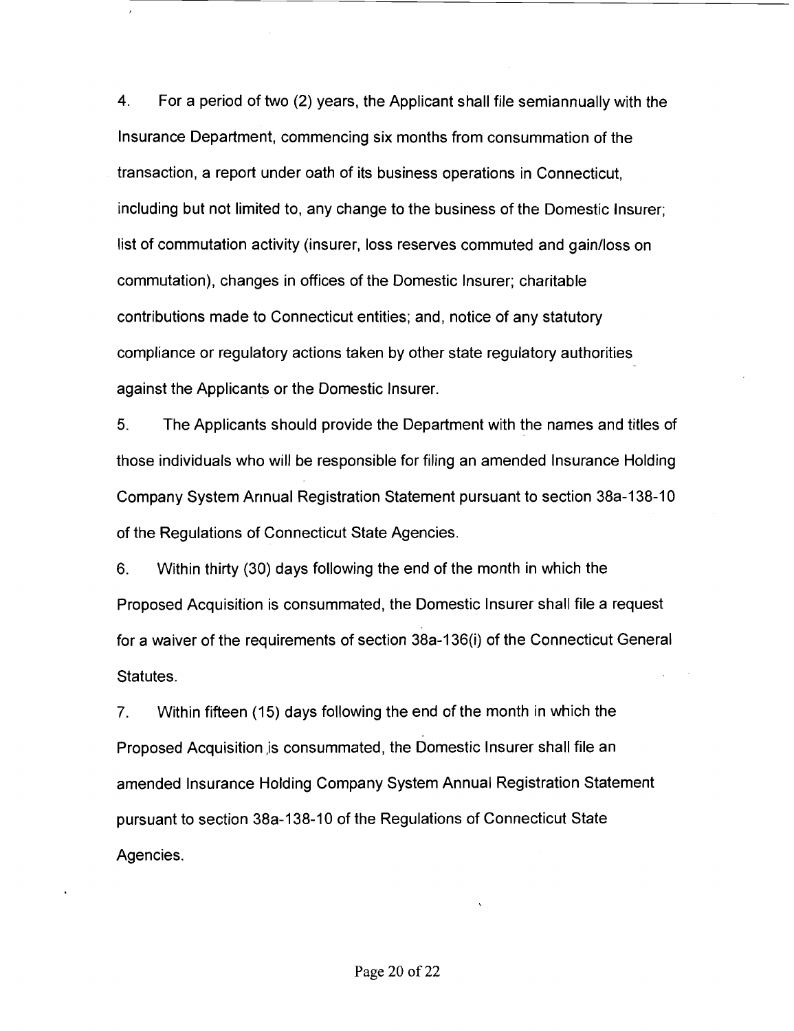4. For a period of two (2) years, the Applicant shall file semiannually with the Insurance Department, commencing six months from consummation of the transaction, a report under oath of its business operations in Connecticut, including but not limited to, any change to the business of the Domestic Insurer; list of commutation activity (insurer, loss reserves commuted and gain/loss on commutation), changes in offices of the Domestic Insurer; charitable contributions made to Connecticut entities; and, notice of any statutory compliance or regulatory actions taken by other state regulatory authorities against the Applicants or the Domestic Insurer.

5. The Applicants should provide the Department with the names and titles of those individuals who will be responsible for filing an amended Insurance Holding Company System Annual Registration Statement pursuant to section 38a-138-10 of the Regulations of Connecticut State Agencies.

6. Within thirty (30) days following the end of the month in which the Proposed Acquisition is consummated, the Domestic Insurer shall file a request for a waiver of the requirements of section 38a-136(i) of the Connecticut General Statutes.

7. Within fifteen (15) days following the end of the month in which the Proposed Acquisition is consummated, the Domestic Insurer shall file an amended Insurance Holding Company System Annual Registration Statement pursuant to section 38a-138-10 of the Regulations of Connecticut State Agencies.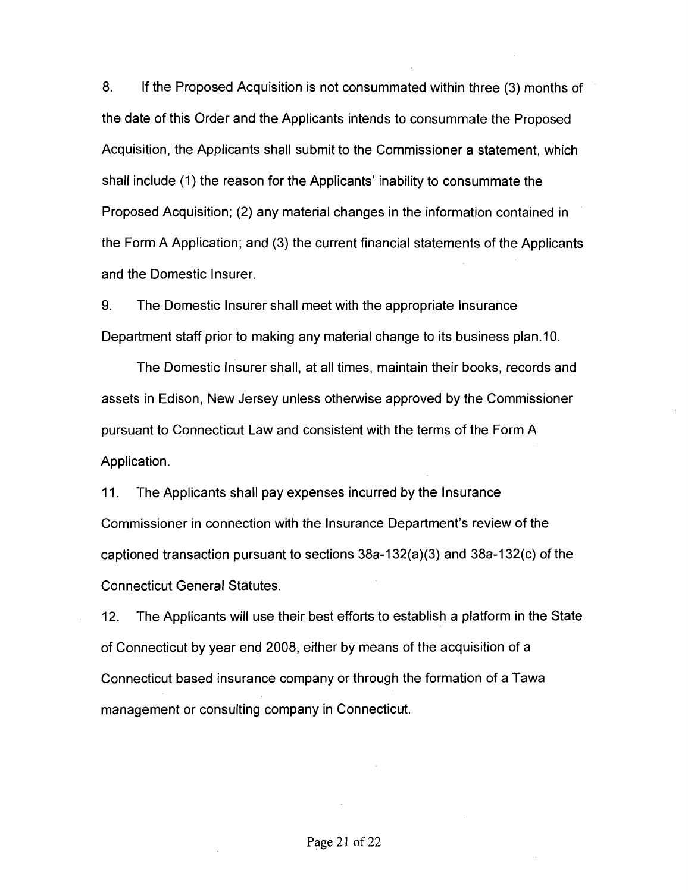8. If the Proposed Acquisition is not consummated within three (3) months of the date of this Order and the Applicants intends to consummate the Proposed Acquisition, the Applicants shall submit to the Commissioner a statement, which shall include (1) the reason for the Applicants' inability to consummate the Proposed Acquisition; (2) any material changes in the information contained in the Form A Application; and (3) the current financial statements of the Applicants and the Domestic Insurer.

9. The Domestic Insurer shall meet with the appropriate Insurance Department staff prior to making any material change to its business plan.10.

The Domestic Insurer shall, at all times, maintain their books, records and assets in Edison, New Jersey unless otherwise approved by the Commissioner pursuant to Connecticut Law and consistent with the terms of the Form A Application.

11. The Applicants shall pay expenses incurred by the Insurance Commissioner in connection with the Insurance Department's review of the captioned transaction pursuant to sections 38a-132(a)(3) and 38a-132(c) of the Connecticut General Statutes.

12. The Applicants will use their best efforts to establish a platform in the State of Connecticut by year end 2008, either by means of the acquisition of a Connecticut based insurance company or through the formation of a Tawa management or consulting company in Connecticut.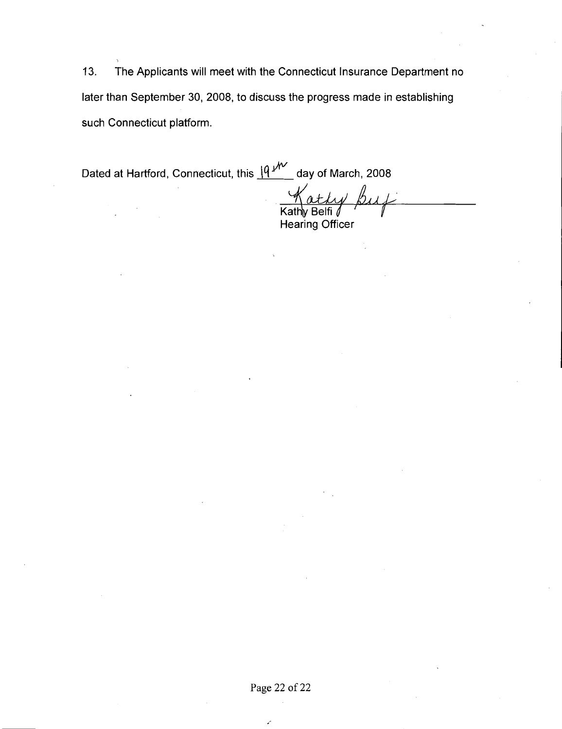13. The Applicants will meet with the Connecticut Insurance Department no later than September 30, 2008, to discuss the progress made in establishing such Connecticut platform.

Dated at Hartford, Connecticut, this 19th day of March, 2008

Kathy Belfi
Hearing Officer